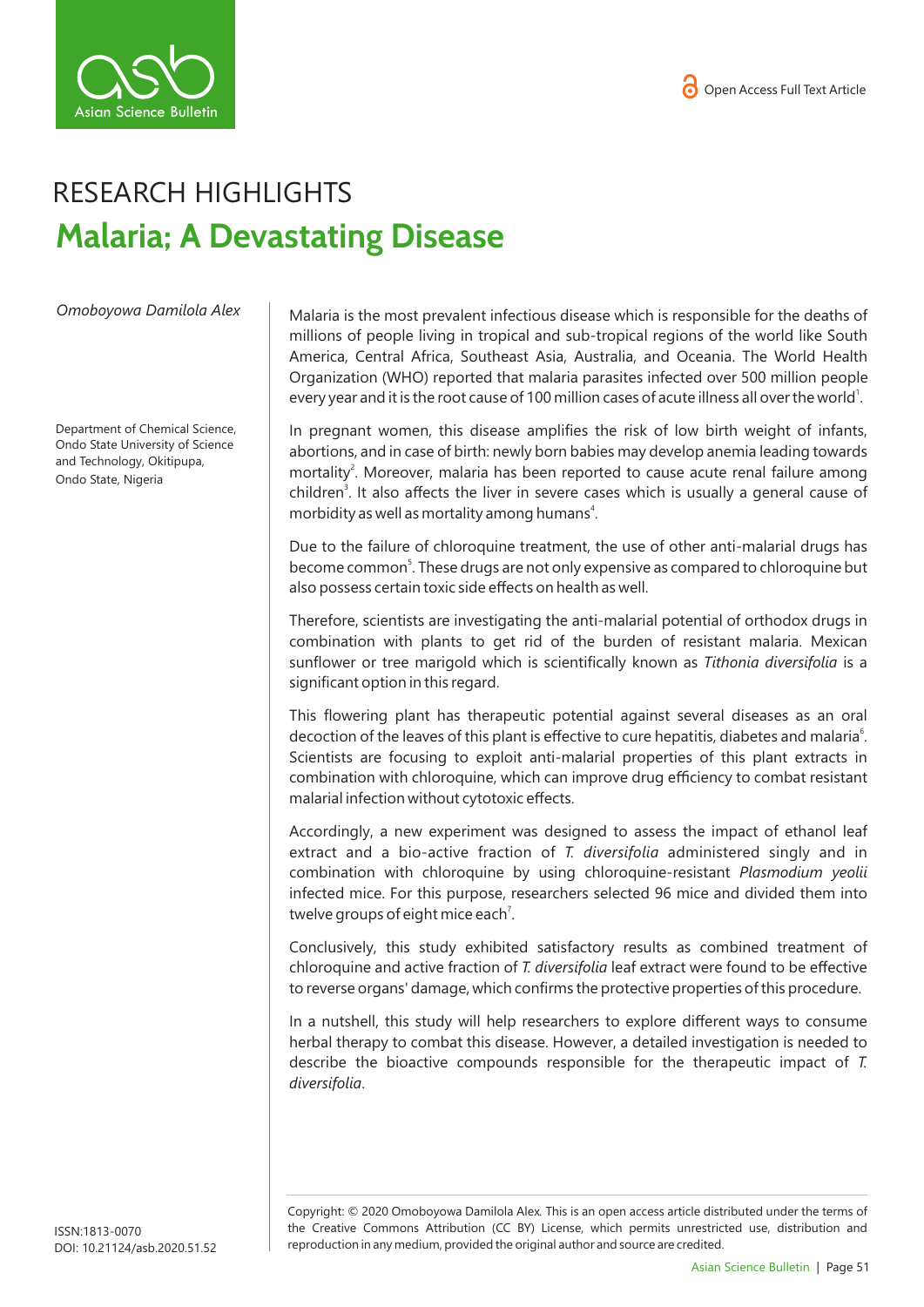RESEARCH HIGHLIGHTS

# Malaria; A Devastating Disease

*Omoboyowa Damilola Alex*

Department of Chemical Science, Ondo State University of Science and Technology, Okitipupa, Ondo State, Nigeria

Malaria is the most prevalent infectious disease which is responsible for the deaths of millions of people living in tropical and sub-tropical regions of the world like South America, Central Africa, Southeast Asia, Australia, and Oceania. The World Health Organization (WHO) reported that malaria parasites infected over 500 million people every year and it is the root cause of 100 million cases of acute illness all over the world[1].

In pregnant women, this disease amplifies the risk of low birth weight of infants, abortions, and in case of birth: newly born babies may develop anemia leading towards mortality[2]. Moreover, malaria has been reported to cause acute renal failure among children[3]. It also affects the liver in severe cases which is usually a general cause of morbidity as well as mortality among humans[4].

Due to the failure of chloroquine treatment, the use of other anti-malarial drugs has become common[5]. These drugs are not only expensive as compared to chloroquine but also possess certain toxic side effects on health as well.

Therefore, scientists are investigating the anti-malarial potential of orthodox drugs in combination with plants to get rid of the burden of resistant malaria. Mexican sunflower or tree marigold which is scientifically known as *Tithonia diversifolia* is a significant option in this regard.

This flowering plant has therapeutic potential against several diseases as an oral decoction of the leaves of this plant is effective to cure hepatitis, diabetes and malaria[6]. Scientists are focusing to exploit anti-malarial properties of this plant extracts in combination with chloroquine, which can improve drug efficiency to combat resistant malarial infection without cytotoxic effects.

Accordingly, a new experiment was designed to assess the impact of ethanol leaf extract and a bio-active fraction of *T. diversifolia* administered singly and in combination with chloroquine by using chloroquine-resistant *Plasmodium yeolii* infected mice. For this purpose, researchers selected 96 mice and divided them into twelve groups of eight mice each[7].

Conclusively, this study exhibited satisfactory results as combined treatment of chloroquine and active fraction of *T. diversifolia* leaf extract were found to be effective to reverse organs' damage, which confirms the protective properties of this procedure.

In a nutshell, this study will help researchers to explore different ways to consume herbal therapy to combat this disease. However, a detailed investigation is needed to describe the bioactive compounds responsible for the therapeutic impact of *T. diversifolia*.

ISSN:1813-0070
DOI: 10.21124/asb.2020.51.52

Copyright: © 2020 Omoboyowa Damilola Alex. This is an open access article distributed under the terms of the Creative Commons Attribution (CC BY) License, which permits unrestricted use, distribution and reproduction in any medium, provided the original author and source are credited.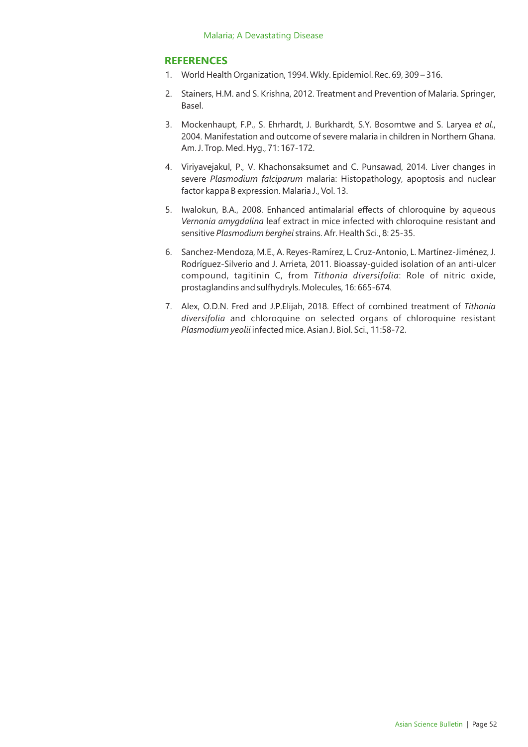## REFERENCES

1. World Health Organization, 1994. Wkly. Epidemiol. Rec. 69, 309 – 316.

2. Stainers, H.M. and S. Krishna, 2012. Treatment and Prevention of Malaria. Springer, Basel.

3. Mockenhaupt, F.P., S. Ehrhardt, J. Burkhardt, S.Y. Bosomtwe and S. Laryea *et al.*, 2004. Manifestation and outcome of severe malaria in children in Northern Ghana. Am. J. Trop. Med. Hyg., 71: 167-172.

4. Viriyavejakul, P., V. Khachonsaksumet and C. Punsawad, 2014. Liver changes in severe *Plasmodium falciparum* malaria: Histopathology, apoptosis and nuclear factor kappa B expression. Malaria J., Vol. 13.

5. Iwalokun, B.A., 2008. Enhanced antimalarial effects of chloroquine by aqueous *Vernonia amygdalina* leaf extract in mice infected with chloroquine resistant and sensitive *Plasmodium berghei* strains. Afr. Health Sci., 8: 25-35.

6. Sanchez-Mendoza, M.E., A. Reyes-Ramírez, L. Cruz-Antonio, L. Martínez-Jiménez, J. Rodríguez-Silverio and J. Arrieta, 2011. Bioassay-guided isolation of an anti-ulcer compound, tagitinin C, from *Tithonia diversifolia*: Role of nitric oxide, prostaglandins and sulfhydryls. Molecules, 16: 665-674.

7. Alex, O.D.N. Fred and J.P.Elijah, 2018. Effect of combined treatment of *Tithonia diversifolia* and chloroquine on selected organs of chloroquine resistant *Plasmodium yeolii* infected mice. Asian J. Biol. Sci., 11:58-72.